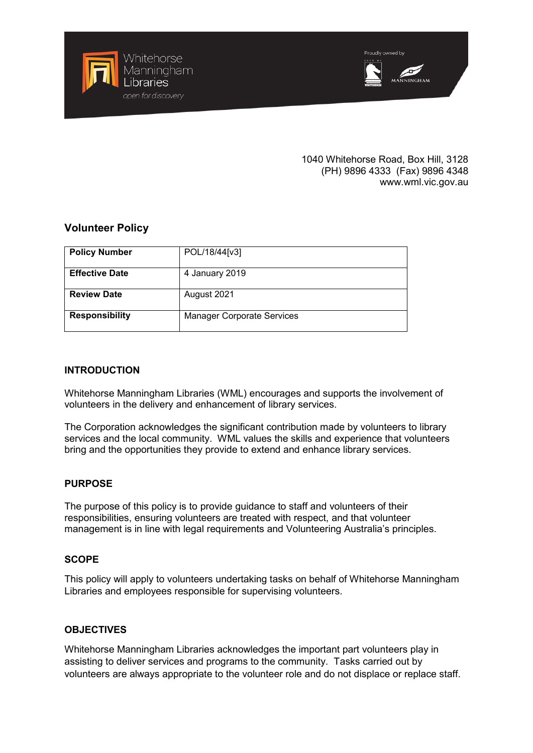Whitehorse Manningham Libraries

*open for discovery*

Proudly owned by

1040 Whitehorse Road, Box Hill, 3128
(PH) 9896 4333 (Fax) 9896 4348
www.wml.vic.gov.au

## Volunteer Policy

| **Policy Number** | POL/18/44[v3] |
|---|---|
| **Effective Date** | 4 January 2019 |
| **Review Date** | August 2021 |
| **Responsibility** | Manager Corporate Services |

### INTRODUCTION

Whitehorse Manningham Libraries (WML) encourages and supports the involvement of volunteers in the delivery and enhancement of library services.

The Corporation acknowledges the significant contribution made by volunteers to library services and the local community. WML values the skills and experience that volunteers bring and the opportunities they provide to extend and enhance library services.

### PURPOSE

The purpose of this policy is to provide guidance to staff and volunteers of their responsibilities, ensuring volunteers are treated with respect, and that volunteer management is in line with legal requirements and Volunteering Australia's principles.

### SCOPE

This policy will apply to volunteers undertaking tasks on behalf of Whitehorse Manningham Libraries and employees responsible for supervising volunteers.

### OBJECTIVES

Whitehorse Manningham Libraries acknowledges the important part volunteers play in assisting to deliver services and programs to the community. Tasks carried out by volunteers are always appropriate to the volunteer role and do not displace or replace staff.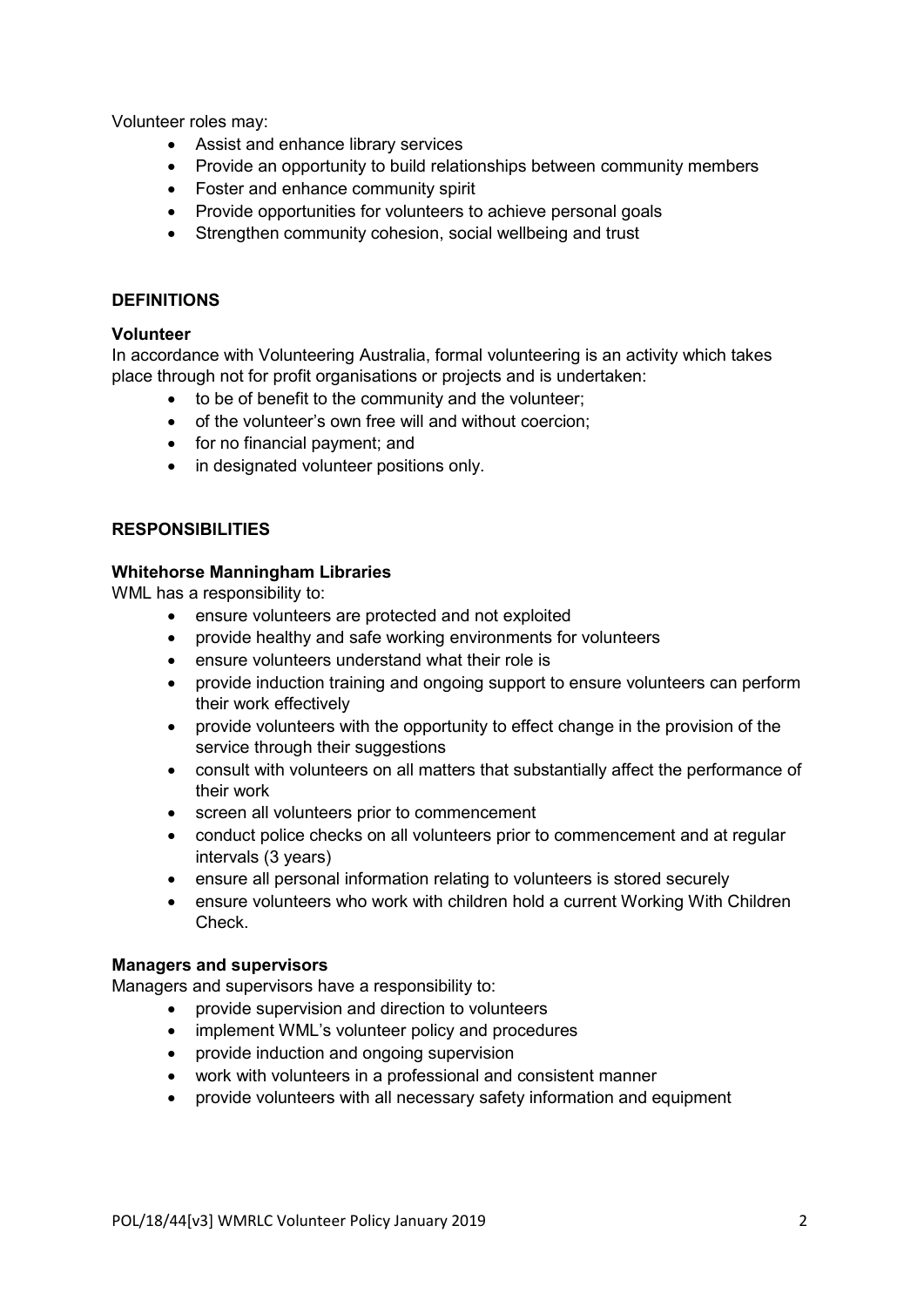Volunteer roles may:

- Assist and enhance library services
- Provide an opportunity to build relationships between community members
- Foster and enhance community spirit
- Provide opportunities for volunteers to achieve personal goals
- Strengthen community cohesion, social wellbeing and trust

## DEFINITIONS

### Volunteer

In accordance with Volunteering Australia, formal volunteering is an activity which takes place through not for profit organisations or projects and is undertaken:

- to be of benefit to the community and the volunteer;
- of the volunteer's own free will and without coercion;
- for no financial payment; and
- in designated volunteer positions only.

## RESPONSIBILITIES

### Whitehorse Manningham Libraries

WML has a responsibility to:

- ensure volunteers are protected and not exploited
- provide healthy and safe working environments for volunteers
- ensure volunteers understand what their role is
- provide induction training and ongoing support to ensure volunteers can perform their work effectively
- provide volunteers with the opportunity to effect change in the provision of the service through their suggestions
- consult with volunteers on all matters that substantially affect the performance of their work
- screen all volunteers prior to commencement
- conduct police checks on all volunteers prior to commencement and at regular intervals (3 years)
- ensure all personal information relating to volunteers is stored securely
- ensure volunteers who work with children hold a current Working With Children Check.

### Managers and supervisors

Managers and supervisors have a responsibility to:

- provide supervision and direction to volunteers
- implement WML's volunteer policy and procedures
- provide induction and ongoing supervision
- work with volunteers in a professional and consistent manner
- provide volunteers with all necessary safety information and equipment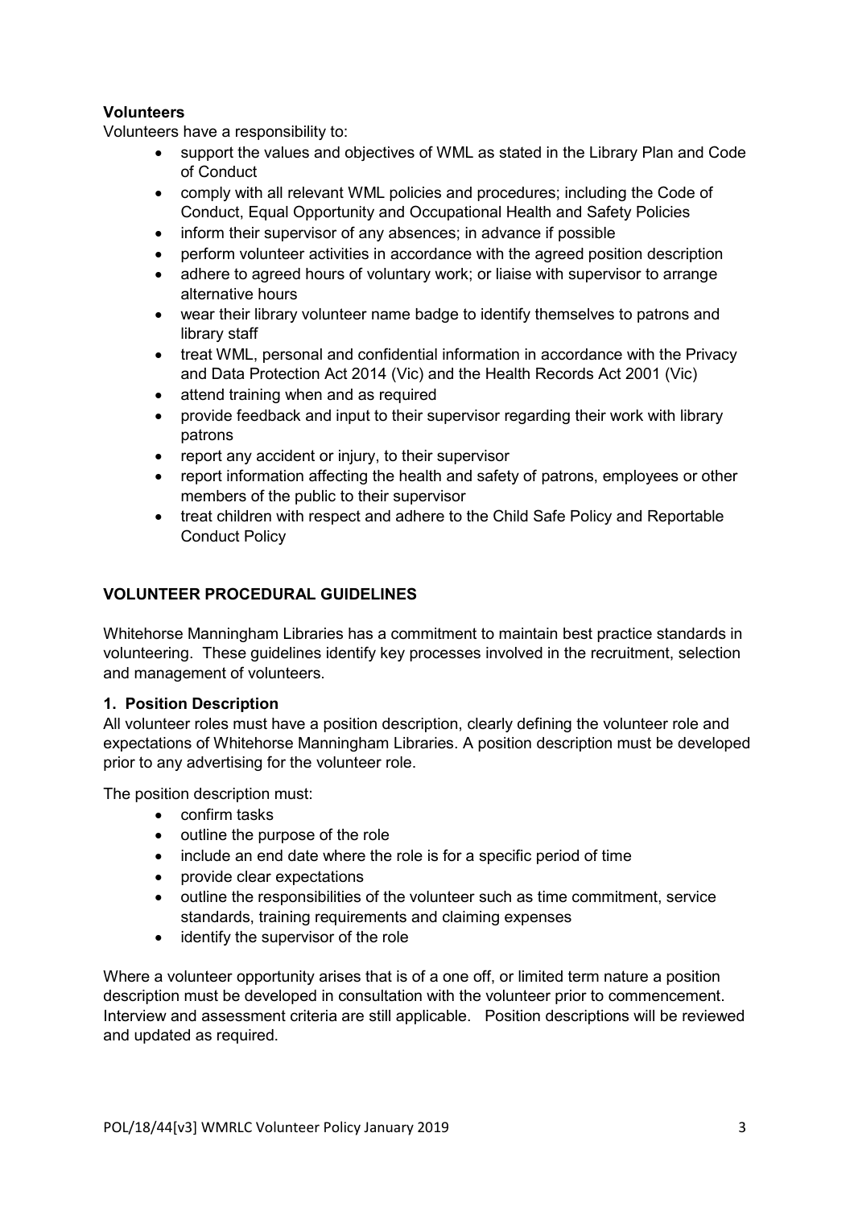**Volunteers**

Volunteers have a responsibility to:

- support the values and objectives of WML as stated in the Library Plan and Code of Conduct
- comply with all relevant WML policies and procedures; including the Code of Conduct, Equal Opportunity and Occupational Health and Safety Policies
- inform their supervisor of any absences; in advance if possible
- perform volunteer activities in accordance with the agreed position description
- adhere to agreed hours of voluntary work; or liaise with supervisor to arrange alternative hours
- wear their library volunteer name badge to identify themselves to patrons and library staff
- treat WML, personal and confidential information in accordance with the Privacy and Data Protection Act 2014 (Vic) and the Health Records Act 2001 (Vic)
- attend training when and as required
- provide feedback and input to their supervisor regarding their work with library patrons
- report any accident or injury, to their supervisor
- report information affecting the health and safety of patrons, employees or other members of the public to their supervisor
- treat children with respect and adhere to the Child Safe Policy and Reportable Conduct Policy

## VOLUNTEER PROCEDURAL GUIDELINES

Whitehorse Manningham Libraries has a commitment to maintain best practice standards in volunteering. These guidelines identify key processes involved in the recruitment, selection and management of volunteers.

### 1. Position Description

All volunteer roles must have a position description, clearly defining the volunteer role and expectations of Whitehorse Manningham Libraries. A position description must be developed prior to any advertising for the volunteer role.

The position description must:

- confirm tasks
- outline the purpose of the role
- include an end date where the role is for a specific period of time
- provide clear expectations
- outline the responsibilities of the volunteer such as time commitment, service standards, training requirements and claiming expenses
- identify the supervisor of the role

Where a volunteer opportunity arises that is of a one off, or limited term nature a position description must be developed in consultation with the volunteer prior to commencement. Interview and assessment criteria are still applicable. Position descriptions will be reviewed and updated as required.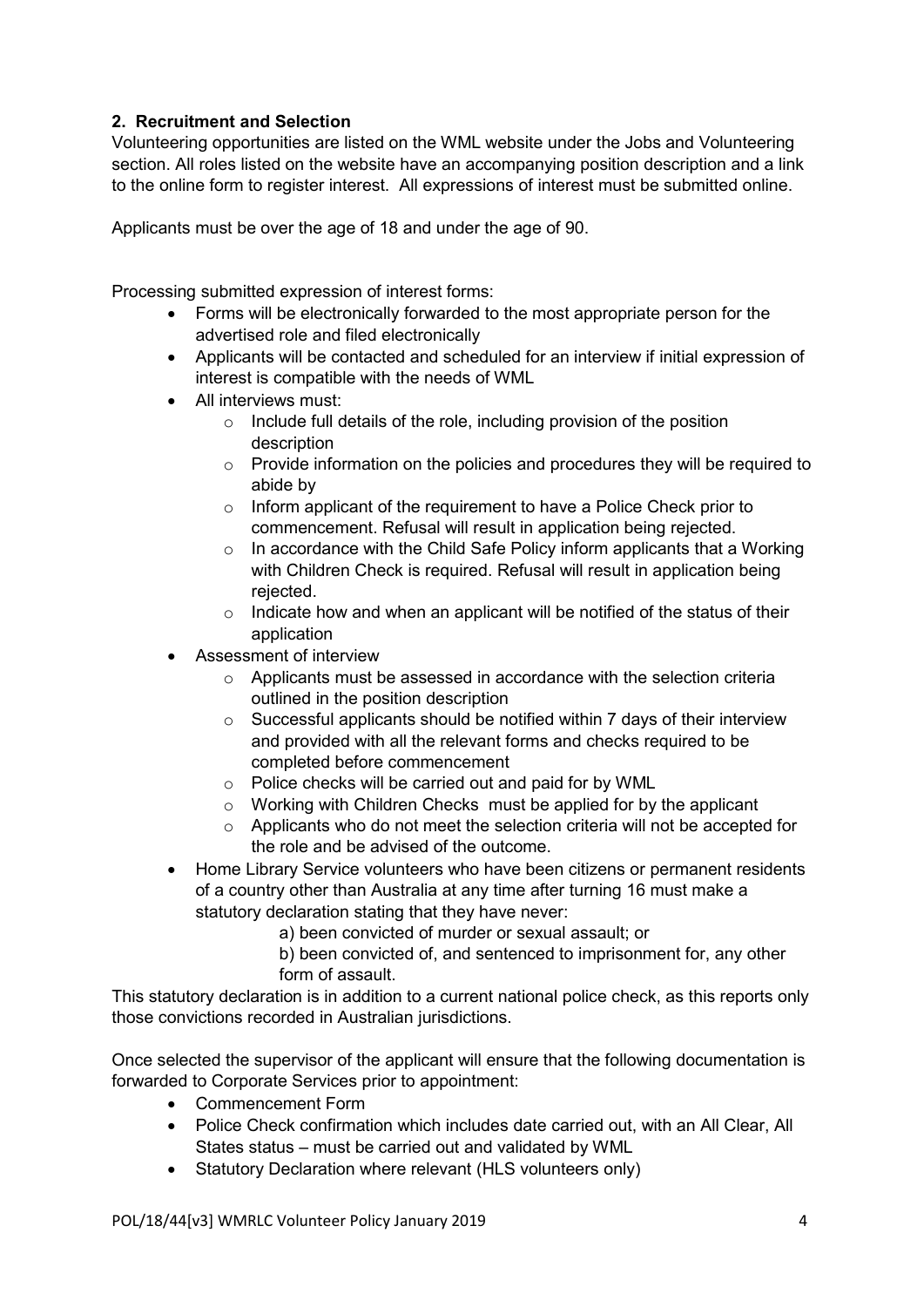## 2. Recruitment and Selection

Volunteering opportunities are listed on the WML website under the Jobs and Volunteering section. All roles listed on the website have an accompanying position description and a link to the online form to register interest. All expressions of interest must be submitted online.

Applicants must be over the age of 18 and under the age of 90.

Processing submitted expression of interest forms:

- Forms will be electronically forwarded to the most appropriate person for the advertised role and filed electronically
- Applicants will be contacted and scheduled for an interview if initial expression of interest is compatible with the needs of WML
- All interviews must:
  - Include full details of the role, including provision of the position description
  - Provide information on the policies and procedures they will be required to abide by
  - Inform applicant of the requirement to have a Police Check prior to commencement. Refusal will result in application being rejected.
  - In accordance with the Child Safe Policy inform applicants that a Working with Children Check is required. Refusal will result in application being rejected.
  - Indicate how and when an applicant will be notified of the status of their application
- Assessment of interview
  - Applicants must be assessed in accordance with the selection criteria outlined in the position description
  - Successful applicants should be notified within 7 days of their interview and provided with all the relevant forms and checks required to be completed before commencement
  - Police checks will be carried out and paid for by WML
  - Working with Children Checks must be applied for by the applicant
  - Applicants who do not meet the selection criteria will not be accepted for the role and be advised of the outcome.
- Home Library Service volunteers who have been citizens or permanent residents of a country other than Australia at any time after turning 16 must make a statutory declaration stating that they have never:

  a) been convicted of murder or sexual assault; or

  b) been convicted of, and sentenced to imprisonment for, any other form of assault.

This statutory declaration is in addition to a current national police check, as this reports only those convictions recorded in Australian jurisdictions.

Once selected the supervisor of the applicant will ensure that the following documentation is forwarded to Corporate Services prior to appointment:

- Commencement Form
- Police Check confirmation which includes date carried out, with an All Clear, All States status – must be carried out and validated by WML
- Statutory Declaration where relevant (HLS volunteers only)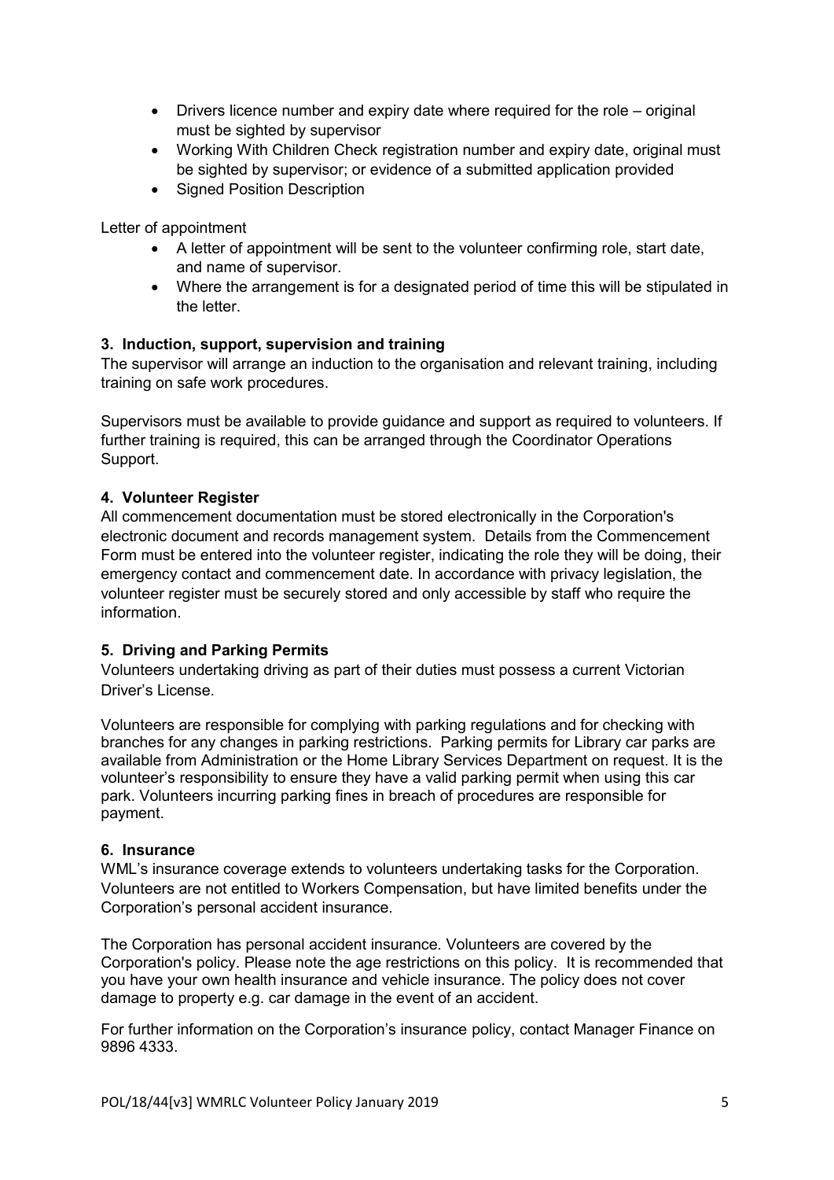- Drivers licence number and expiry date where required for the role – original must be sighted by supervisor
- Working With Children Check registration number and expiry date, original must be sighted by supervisor; or evidence of a submitted application provided
- Signed Position Description

Letter of appointment

- A letter of appointment will be sent to the volunteer confirming role, start date, and name of supervisor.
- Where the arrangement is for a designated period of time this will be stipulated in the letter.

### 3. Induction, support, supervision and training

The supervisor will arrange an induction to the organisation and relevant training, including training on safe work procedures.

Supervisors must be available to provide guidance and support as required to volunteers. If further training is required, this can be arranged through the Coordinator Operations Support.

### 4. Volunteer Register

All commencement documentation must be stored electronically in the Corporation's electronic document and records management system. Details from the Commencement Form must be entered into the volunteer register, indicating the role they will be doing, their emergency contact and commencement date. In accordance with privacy legislation, the volunteer register must be securely stored and only accessible by staff who require the information.

### 5. Driving and Parking Permits

Volunteers undertaking driving as part of their duties must possess a current Victorian Driver's License.

Volunteers are responsible for complying with parking regulations and for checking with branches for any changes in parking restrictions. Parking permits for Library car parks are available from Administration or the Home Library Services Department on request. It is the volunteer's responsibility to ensure they have a valid parking permit when using this car park. Volunteers incurring parking fines in breach of procedures are responsible for payment.

### 6. Insurance

WML's insurance coverage extends to volunteers undertaking tasks for the Corporation. Volunteers are not entitled to Workers Compensation, but have limited benefits under the Corporation's personal accident insurance.

The Corporation has personal accident insurance. Volunteers are covered by the Corporation's policy. Please note the age restrictions on this policy. It is recommended that you have your own health insurance and vehicle insurance. The policy does not cover damage to property e.g. car damage in the event of an accident.

For further information on the Corporation's insurance policy, contact Manager Finance on 9896 4333.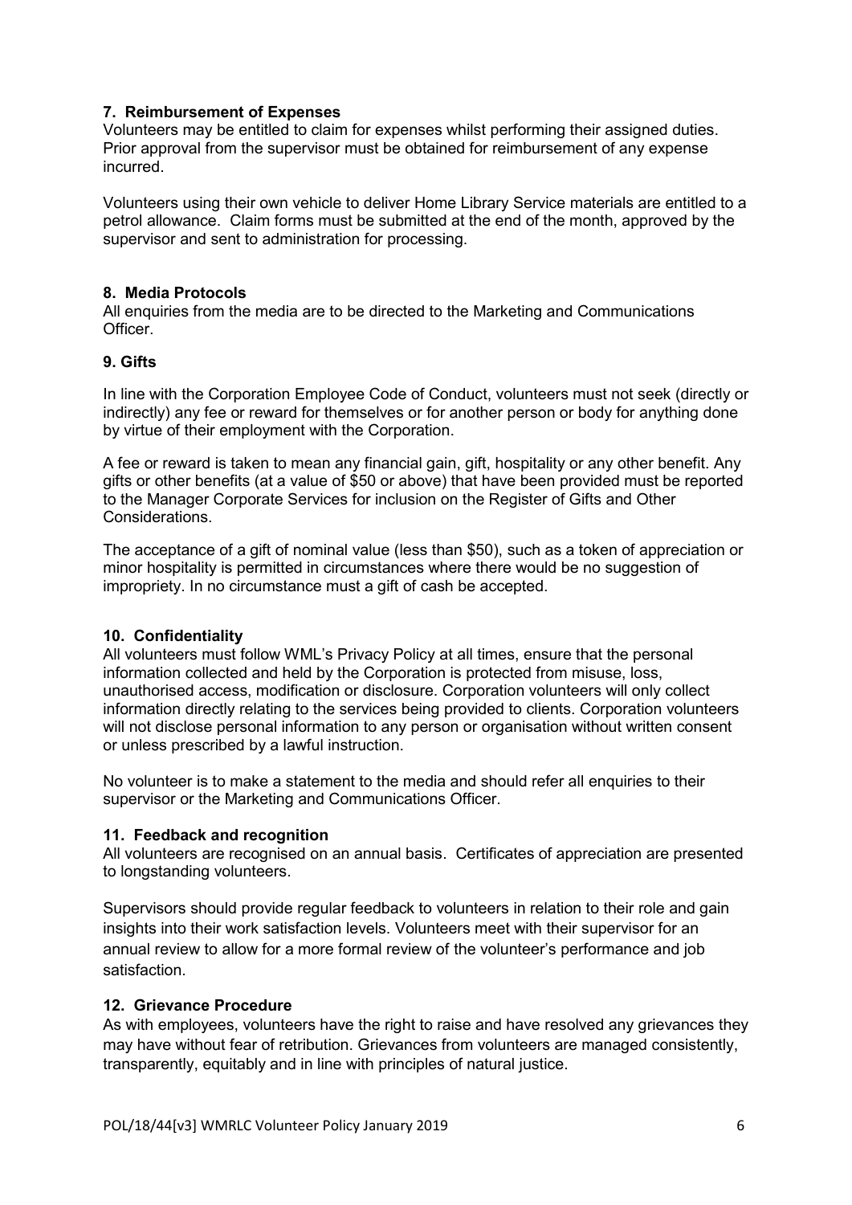### 7. Reimbursement of Expenses

Volunteers may be entitled to claim for expenses whilst performing their assigned duties. Prior approval from the supervisor must be obtained for reimbursement of any expense incurred.

Volunteers using their own vehicle to deliver Home Library Service materials are entitled to a petrol allowance. Claim forms must be submitted at the end of the month, approved by the supervisor and sent to administration for processing.

### 8. Media Protocols

All enquiries from the media are to be directed to the Marketing and Communications Officer.

### 9. Gifts

In line with the Corporation Employee Code of Conduct, volunteers must not seek (directly or indirectly) any fee or reward for themselves or for another person or body for anything done by virtue of their employment with the Corporation.

A fee or reward is taken to mean any financial gain, gift, hospitality or any other benefit. Any gifts or other benefits (at a value of $50 or above) that have been provided must be reported to the Manager Corporate Services for inclusion on the Register of Gifts and Other Considerations.

The acceptance of a gift of nominal value (less than $50), such as a token of appreciation or minor hospitality is permitted in circumstances where there would be no suggestion of impropriety. In no circumstance must a gift of cash be accepted.

### 10. Confidentiality

All volunteers must follow WML's Privacy Policy at all times, ensure that the personal information collected and held by the Corporation is protected from misuse, loss, unauthorised access, modification or disclosure. Corporation volunteers will only collect information directly relating to the services being provided to clients. Corporation volunteers will not disclose personal information to any person or organisation without written consent or unless prescribed by a lawful instruction.

No volunteer is to make a statement to the media and should refer all enquiries to their supervisor or the Marketing and Communications Officer.

### 11. Feedback and recognition

All volunteers are recognised on an annual basis. Certificates of appreciation are presented to longstanding volunteers.

Supervisors should provide regular feedback to volunteers in relation to their role and gain insights into their work satisfaction levels. Volunteers meet with their supervisor for an annual review to allow for a more formal review of the volunteer's performance and job satisfaction.

### 12. Grievance Procedure

As with employees, volunteers have the right to raise and have resolved any grievances they may have without fear of retribution. Grievances from volunteers are managed consistently, transparently, equitably and in line with principles of natural justice.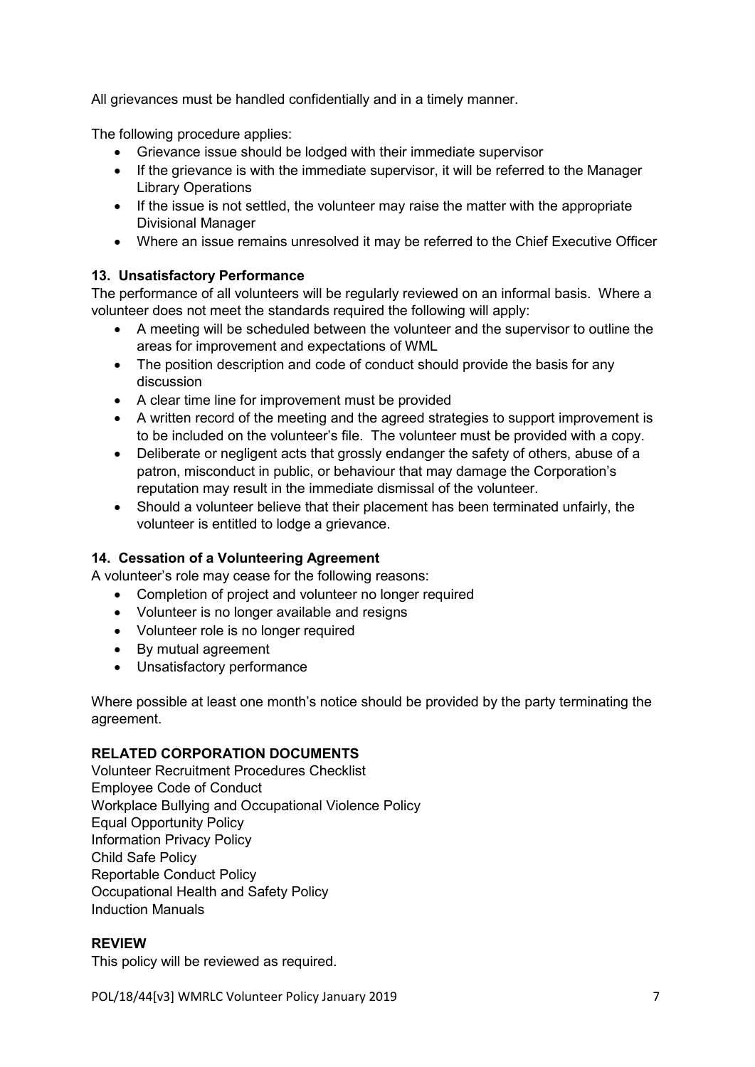All grievances must be handled confidentially and in a timely manner.

The following procedure applies:

- Grievance issue should be lodged with their immediate supervisor
- If the grievance is with the immediate supervisor, it will be referred to the Manager Library Operations
- If the issue is not settled, the volunteer may raise the matter with the appropriate Divisional Manager
- Where an issue remains unresolved it may be referred to the Chief Executive Officer

### 13. Unsatisfactory Performance

The performance of all volunteers will be regularly reviewed on an informal basis. Where a volunteer does not meet the standards required the following will apply:

- A meeting will be scheduled between the volunteer and the supervisor to outline the areas for improvement and expectations of WML
- The position description and code of conduct should provide the basis for any discussion
- A clear time line for improvement must be provided
- A written record of the meeting and the agreed strategies to support improvement is to be included on the volunteer's file. The volunteer must be provided with a copy.
- Deliberate or negligent acts that grossly endanger the safety of others, abuse of a patron, misconduct in public, or behaviour that may damage the Corporation's reputation may result in the immediate dismissal of the volunteer.
- Should a volunteer believe that their placement has been terminated unfairly, the volunteer is entitled to lodge a grievance.

### 14. Cessation of a Volunteering Agreement

A volunteer's role may cease for the following reasons:

- Completion of project and volunteer no longer required
- Volunteer is no longer available and resigns
- Volunteer role is no longer required
- By mutual agreement
- Unsatisfactory performance

Where possible at least one month's notice should be provided by the party terminating the agreement.

## RELATED CORPORATION DOCUMENTS

Volunteer Recruitment Procedures Checklist
Employee Code of Conduct
Workplace Bullying and Occupational Violence Policy
Equal Opportunity Policy
Information Privacy Policy
Child Safe Policy
Reportable Conduct Policy
Occupational Health and Safety Policy
Induction Manuals

## REVIEW

This policy will be reviewed as required.